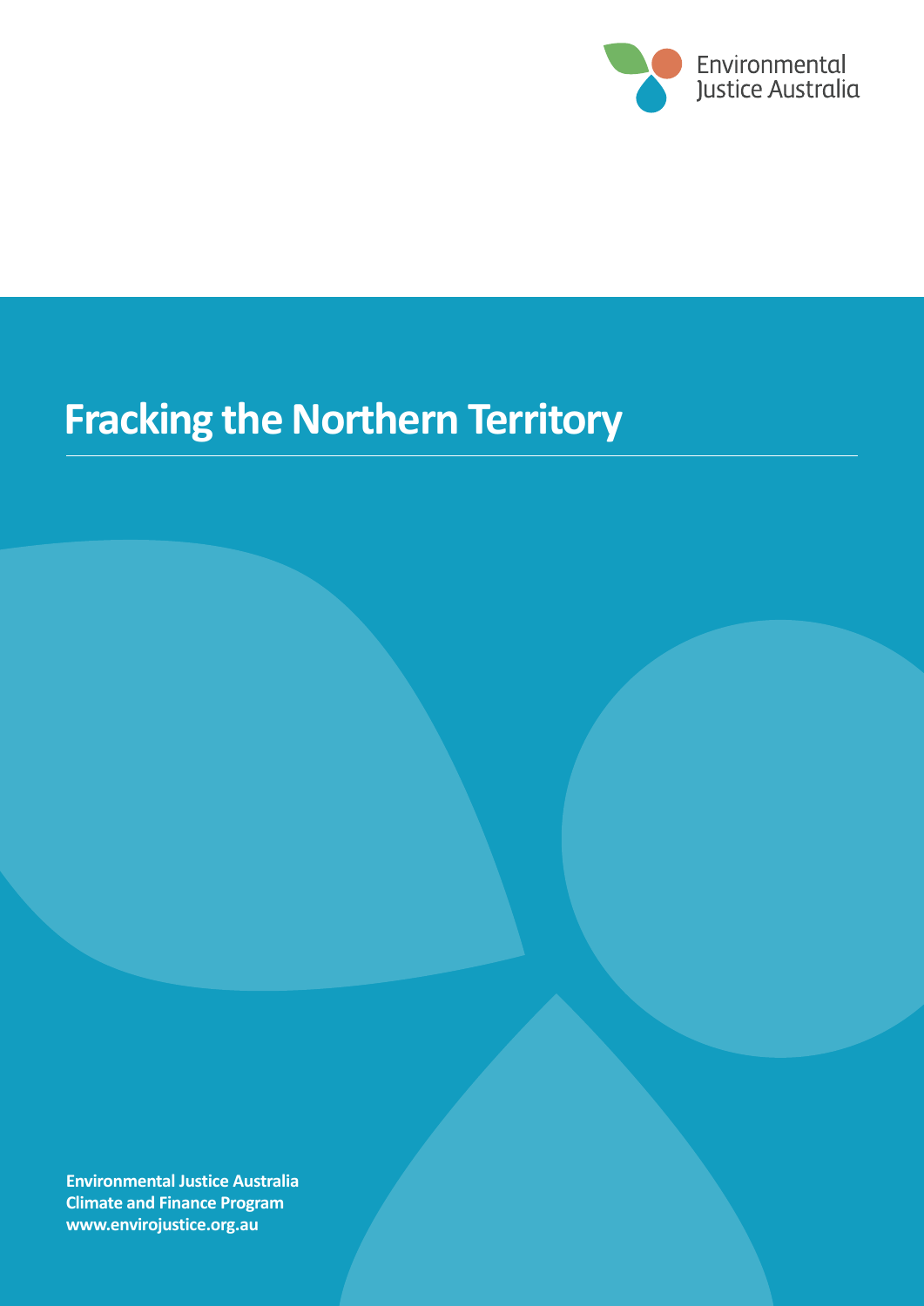Environmental Justice Australia

# Fracking the Northern Territory

**Environmental Justice Australia**
**Climate and Finance Program**
**www.envirojustice.org.au**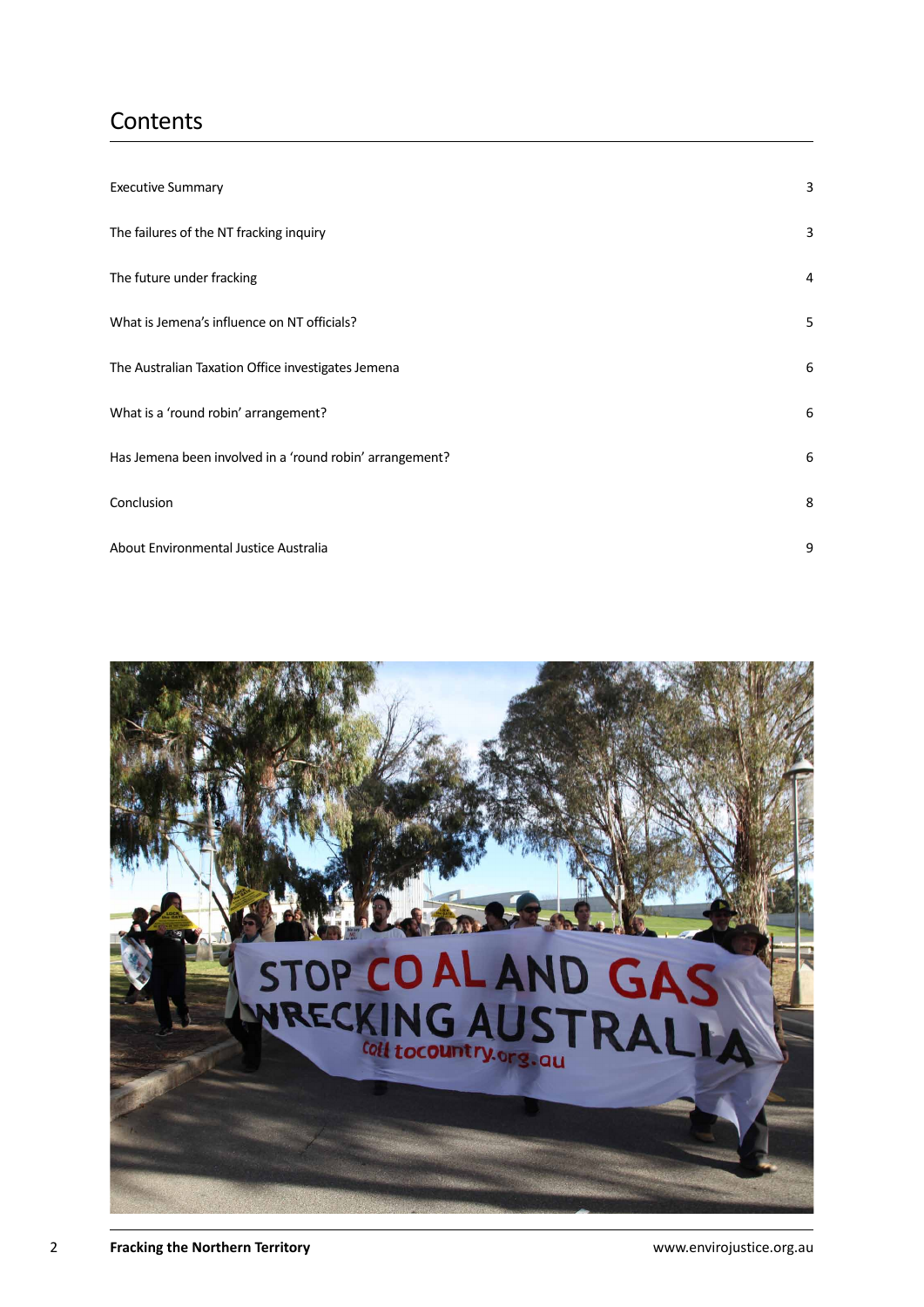## Contents

| | |
|---|---|
| Executive Summary | 3 |
| The failures of the NT fracking inquiry | 3 |
| The future under fracking | 4 |
| What is Jemena's influence on NT officials? | 5 |
| The Australian Taxation Office investigates Jemena | 6 |
| What is a 'round robin' arrangement? | 6 |
| Has Jemena been involved in a 'round robin' arrangement? | 6 |
| Conclusion | 8 |
| About Environmental Justice Australia | 9 |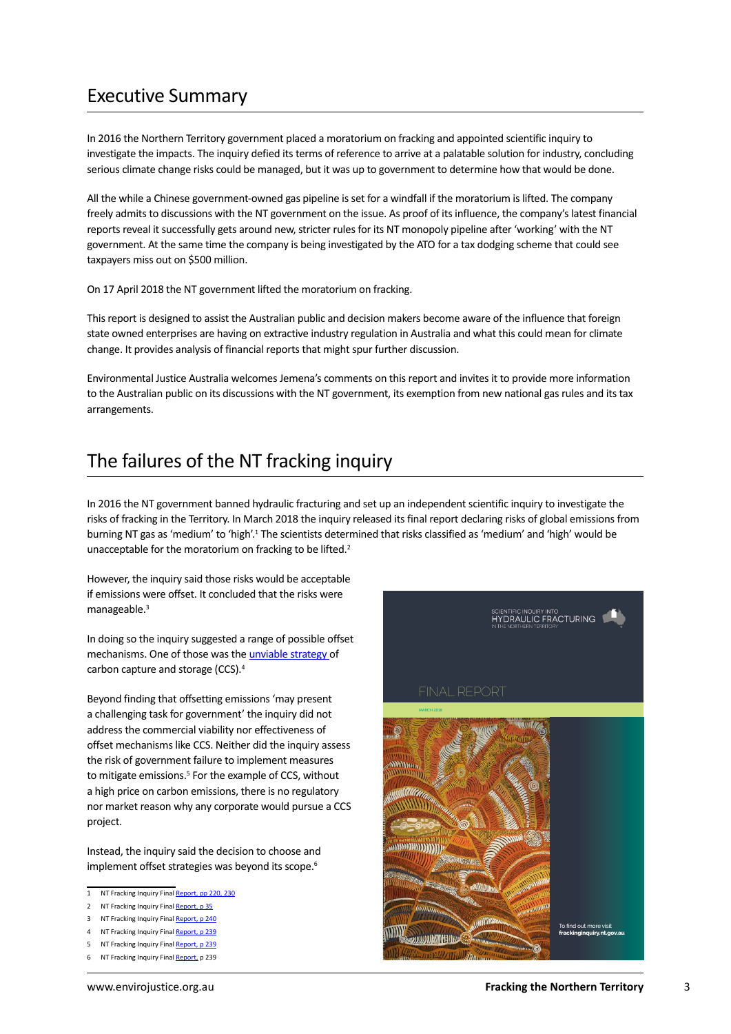## Executive Summary

In 2016 the Northern Territory government placed a moratorium on fracking and appointed scientific inquiry to investigate the impacts. The inquiry defied its terms of reference to arrive at a palatable solution for industry, concluding serious climate change risks could be managed, but it was up to government to determine how that would be done.

All the while a Chinese government-owned gas pipeline is set for a windfall if the moratorium is lifted. The company freely admits to discussions with the NT government on the issue. As proof of its influence, the company's latest financial reports reveal it successfully gets around new, stricter rules for its NT monopoly pipeline after 'working' with the NT government. At the same time the company is being investigated by the ATO for a tax dodging scheme that could see taxpayers miss out on $500 million.

On 17 April 2018 the NT government lifted the moratorium on fracking.

This report is designed to assist the Australian public and decision makers become aware of the influence that foreign state owned enterprises are having on extractive industry regulation in Australia and what this could mean for climate change. It provides analysis of financial reports that might spur further discussion.

Environmental Justice Australia welcomes Jemena's comments on this report and invites it to provide more information to the Australian public on its discussions with the NT government, its exemption from new national gas rules and its tax arrangements.

## The failures of the NT fracking inquiry

In 2016 the NT government banned hydraulic fracturing and set up an independent scientific inquiry to investigate the risks of fracking in the Territory. In March 2018 the inquiry released its final report declaring risks of global emissions from burning NT gas as 'medium' to 'high'.[1] The scientists determined that risks classified as 'medium' and 'high' would be unacceptable for the moratorium on fracking to be lifted.[2]

However, the inquiry said those risks would be acceptable if emissions were offset. It concluded that the risks were manageable.[3]

In doing so the inquiry suggested a range of possible offset mechanisms. One of those was the unviable strategy of carbon capture and storage (CCS).[4]

Beyond finding that offsetting emissions 'may present a challenging task for government' the inquiry did not address the commercial viability nor effectiveness of offset mechanisms like CCS. Neither did the inquiry assess the risk of government failure to implement measures to mitigate emissions.[5] For the example of CCS, without a high price on carbon emissions, there is no regulatory nor market reason why any corporate would pursue a CCS project.

Instead, the inquiry said the decision to choose and implement offset strategies was beyond its scope.[6]

SCIENTIFIC INQUIRY INTO HYDRAULIC FRACTURING IN THE NORTHERN TERRITORY

FINAL REPORT

MARCH 2018

To find out more visit **frackinginquiry.nt.gov.au**

---

1 NT Fracking Inquiry Final Report, pp 220, 230

2 NT Fracking Inquiry Final Report, p 35

3 NT Fracking Inquiry Final Report, p 240

4 NT Fracking Inquiry Final Report, p 239

5 NT Fracking Inquiry Final Report, p 239

6 NT Fracking Inquiry Final Report, p 239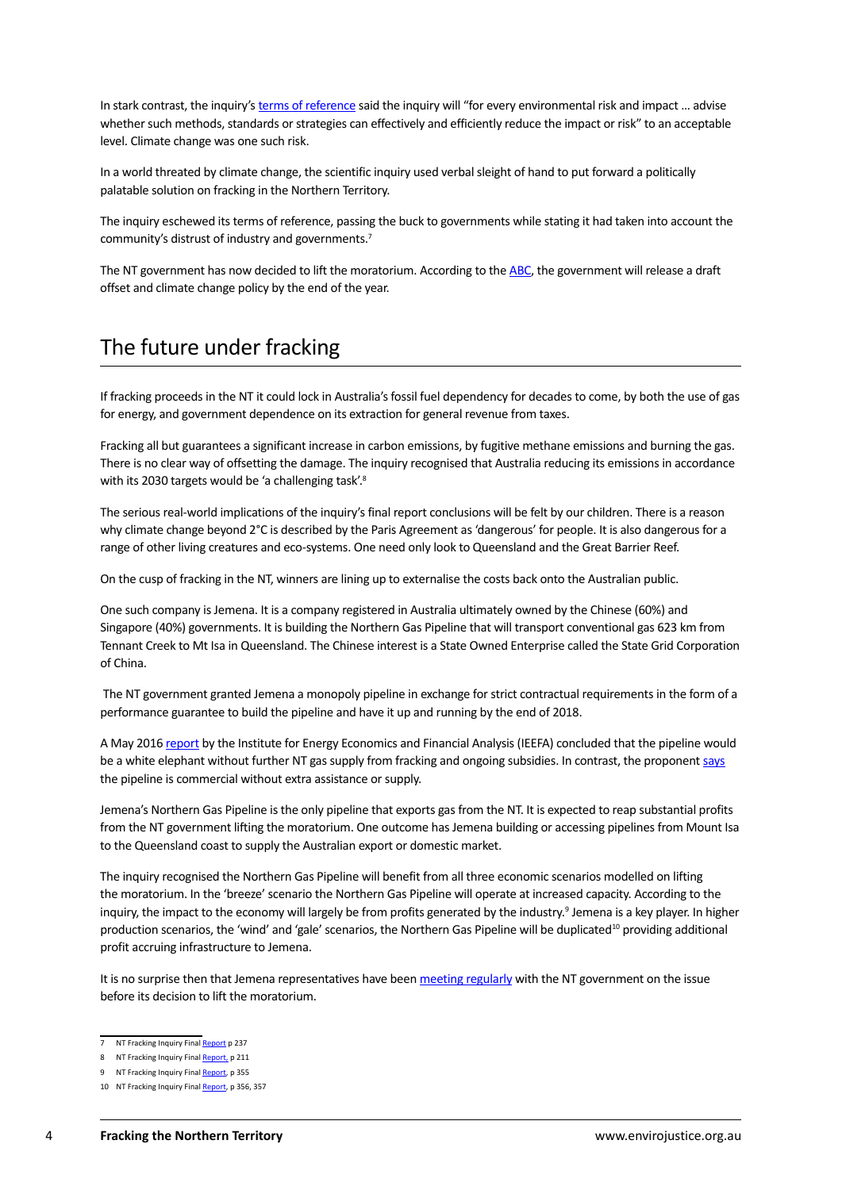In stark contrast, the inquiry's terms of reference said the inquiry will "for every environmental risk and impact … advise whether such methods, standards or strategies can effectively and efficiently reduce the impact or risk" to an acceptable level. Climate change was one such risk.

In a world threated by climate change, the scientific inquiry used verbal sleight of hand to put forward a politically palatable solution on fracking in the Northern Territory.

The inquiry eschewed its terms of reference, passing the buck to governments while stating it had taken into account the community's distrust of industry and governments.[7]

The NT government has now decided to lift the moratorium. According to the ABC, the government will release a draft offset and climate change policy by the end of the year.

## The future under fracking

If fracking proceeds in the NT it could lock in Australia's fossil fuel dependency for decades to come, by both the use of gas for energy, and government dependence on its extraction for general revenue from taxes.

Fracking all but guarantees a significant increase in carbon emissions, by fugitive methane emissions and burning the gas. There is no clear way of offsetting the damage. The inquiry recognised that Australia reducing its emissions in accordance with its 2030 targets would be 'a challenging task'.[8]

The serious real-world implications of the inquiry's final report conclusions will be felt by our children. There is a reason why climate change beyond 2°C is described by the Paris Agreement as 'dangerous' for people. It is also dangerous for a range of other living creatures and eco-systems. One need only look to Queensland and the Great Barrier Reef.

On the cusp of fracking in the NT, winners are lining up to externalise the costs back onto the Australian public.

One such company is Jemena. It is a company registered in Australia ultimately owned by the Chinese (60%) and Singapore (40%) governments. It is building the Northern Gas Pipeline that will transport conventional gas 623 km from Tennant Creek to Mt Isa in Queensland. The Chinese interest is a State Owned Enterprise called the State Grid Corporation of China.

The NT government granted Jemena a monopoly pipeline in exchange for strict contractual requirements in the form of a performance guarantee to build the pipeline and have it up and running by the end of 2018.

A May 2016 report by the Institute for Energy Economics and Financial Analysis (IEEFA) concluded that the pipeline would be a white elephant without further NT gas supply from fracking and ongoing subsidies. In contrast, the proponent says the pipeline is commercial without extra assistance or supply.

Jemena's Northern Gas Pipeline is the only pipeline that exports gas from the NT. It is expected to reap substantial profits from the NT government lifting the moratorium. One outcome has Jemena building or accessing pipelines from Mount Isa to the Queensland coast to supply the Australian export or domestic market.

The inquiry recognised the Northern Gas Pipeline will benefit from all three economic scenarios modelled on lifting the moratorium. In the 'breeze' scenario the Northern Gas Pipeline will operate at increased capacity. According to the inquiry, the impact to the economy will largely be from profits generated by the industry.[9] Jemena is a key player. In higher production scenarios, the 'wind' and 'gale' scenarios, the Northern Gas Pipeline will be duplicated[10] providing additional profit accruing infrastructure to Jemena.

It is no surprise then that Jemena representatives have been meeting regularly with the NT government on the issue before its decision to lift the moratorium.

---

7 NT Fracking Inquiry Final Report p 237

8 NT Fracking Inquiry Final Report, p 211

9 NT Fracking Inquiry Final Report, p 355

10 NT Fracking Inquiry Final Report, p 356, 357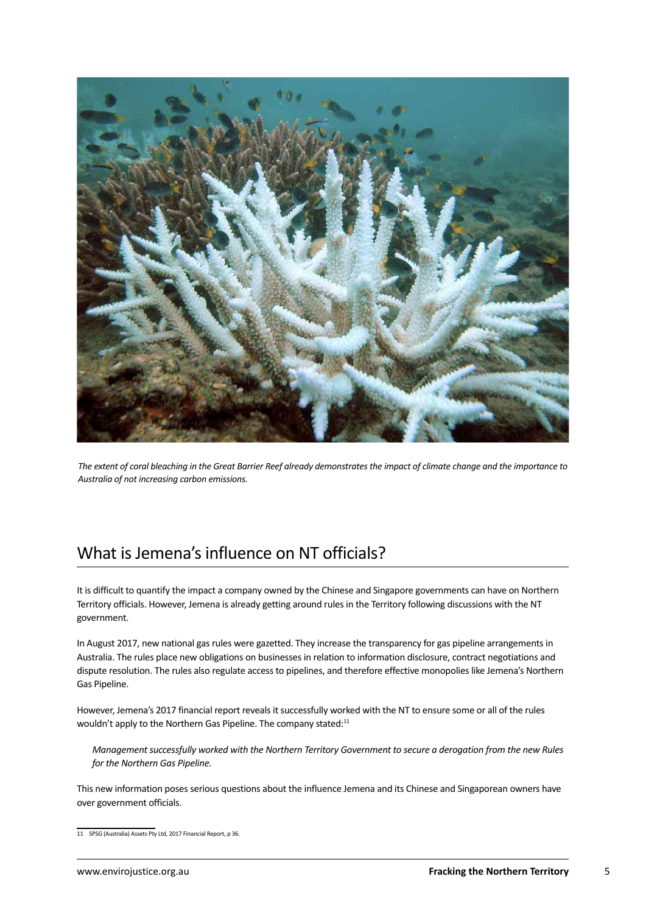*The extent of coral bleaching in the Great Barrier Reef already demonstrates the impact of climate change and the importance to Australia of not increasing carbon emissions.*

## What is Jemena's influence on NT officials?

It is difficult to quantify the impact a company owned by the Chinese and Singapore governments can have on Northern Territory officials. However, Jemena is already getting around rules in the Territory following discussions with the NT government.

In August 2017, new national gas rules were gazetted. They increase the transparency for gas pipeline arrangements in Australia. The rules place new obligations on businesses in relation to information disclosure, contract negotiations and dispute resolution. The rules also regulate access to pipelines, and therefore effective monopolies like Jemena's Northern Gas Pipeline.

However, Jemena's 2017 financial report reveals it successfully worked with the NT to ensure some or all of the rules wouldn't apply to the Northern Gas Pipeline. The company stated:[11]

> *Management successfully worked with the Northern Territory Government to secure a derogation from the new Rules for the Northern Gas Pipeline.*

This new information poses serious questions about the influence Jemena and its Chinese and Singaporean owners have over government officials.

---

11 SPSG (Australia) Assets Pty Ltd, 2017 Financial Report, p 36.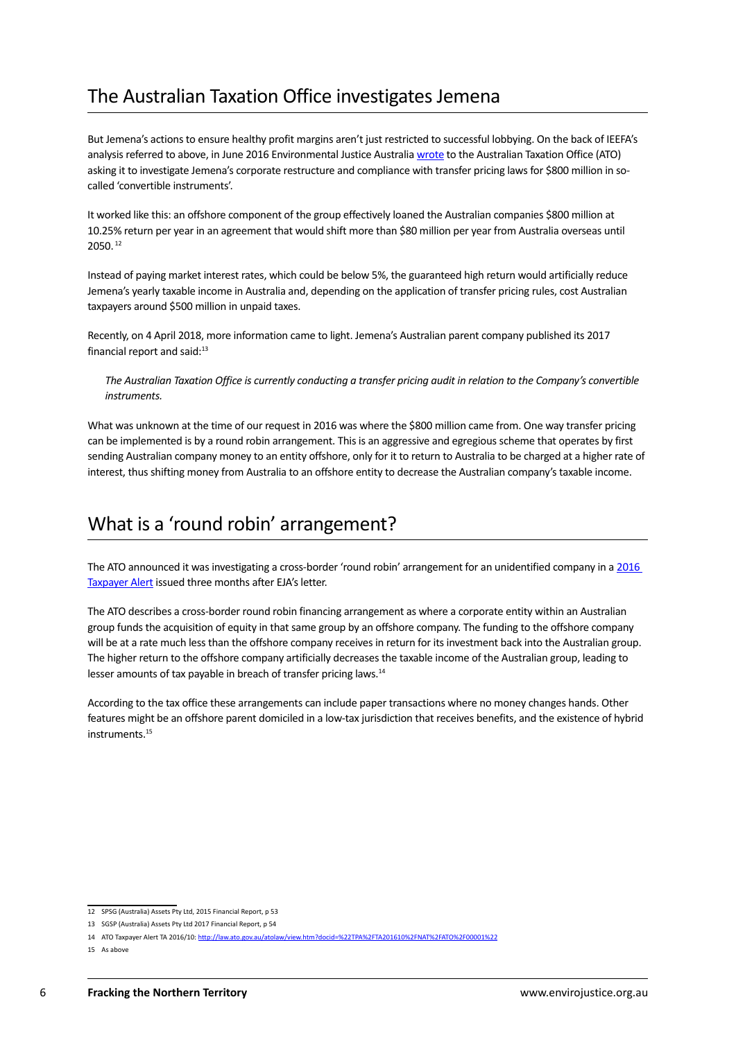## The Australian Taxation Office investigates Jemena

But Jemena's actions to ensure healthy profit margins aren't just restricted to successful lobbying. On the back of IEEFA's analysis referred to above, in June 2016 Environmental Justice Australia wrote to the Australian Taxation Office (ATO) asking it to investigate Jemena's corporate restructure and compliance with transfer pricing laws for $800 million in so-called 'convertible instruments'.

It worked like this: an offshore component of the group effectively loaned the Australian companies $800 million at 10.25% return per year in an agreement that would shift more than $80 million per year from Australia overseas until 2050.[12]

Instead of paying market interest rates, which could be below 5%, the guaranteed high return would artificially reduce Jemena's yearly taxable income in Australia and, depending on the application of transfer pricing rules, cost Australian taxpayers around $500 million in unpaid taxes.

Recently, on 4 April 2018, more information came to light. Jemena's Australian parent company published its 2017 financial report and said:[13]

> *The Australian Taxation Office is currently conducting a transfer pricing audit in relation to the Company's convertible instruments.*

What was unknown at the time of our request in 2016 was where the $800 million came from. One way transfer pricing can be implemented is by a round robin arrangement. This is an aggressive and egregious scheme that operates by first sending Australian company money to an entity offshore, only for it to return to Australia to be charged at a higher rate of interest, thus shifting money from Australia to an offshore entity to decrease the Australian company's taxable income.

## What is a 'round robin' arrangement?

The ATO announced it was investigating a cross-border 'round robin' arrangement for an unidentified company in a 2016 Taxpayer Alert issued three months after EJA's letter.

The ATO describes a cross-border round robin financing arrangement as where a corporate entity within an Australian group funds the acquisition of equity in that same group by an offshore company. The funding to the offshore company will be at a rate much less than the offshore company receives in return for its investment back into the Australian group. The higher return to the offshore company artificially decreases the taxable income of the Australian group, leading to lesser amounts of tax payable in breach of transfer pricing laws.[14]

According to the tax office these arrangements can include paper transactions where no money changes hands. Other features might be an offshore parent domiciled in a low-tax jurisdiction that receives benefits, and the existence of hybrid instruments.[15]

---

12 SPSG (Australia) Assets Pty Ltd, 2015 Financial Report, p 53

13 SGSP (Australia) Assets Pty Ltd 2017 Financial Report, p 54

14 ATO Taxpayer Alert TA 2016/10: http://law.ato.gov.au/atolaw/view.htm?docid=%22TPA%2FTA201610%2FNAT%2FATO%2F00001%22

15 As above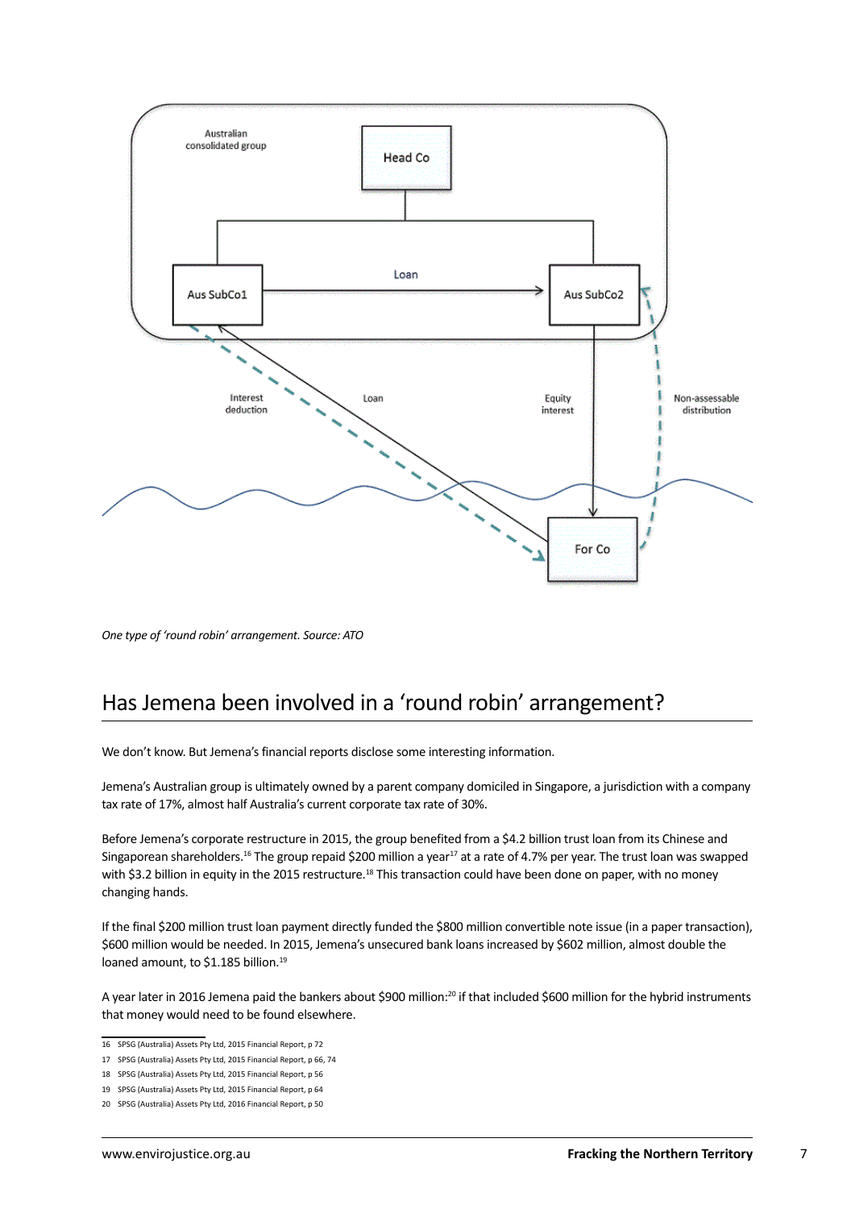*One type of 'round robin' arrangement. Source: ATO*

## Has Jemena been involved in a 'round robin' arrangement?

We don't know. But Jemena's financial reports disclose some interesting information.

Jemena's Australian group is ultimately owned by a parent company domiciled in Singapore, a jurisdiction with a company tax rate of 17%, almost half Australia's current corporate tax rate of 30%.

Before Jemena's corporate restructure in 2015, the group benefited from a $4.2 billion trust loan from its Chinese and Singaporean shareholders.[16] The group repaid $200 million a year[17] at a rate of 4.7% per year. The trust loan was swapped with $3.2 billion in equity in the 2015 restructure.[18] This transaction could have been done on paper, with no money changing hands.

If the final $200 million trust loan payment directly funded the $800 million convertible note issue (in a paper transaction), $600 million would be needed. In 2015, Jemena's unsecured bank loans increased by $602 million, almost double the loaned amount, to $1.185 billion.[19]

A year later in 2016 Jemena paid the bankers about $900 million:[20] if that included $600 million for the hybrid instruments that money would need to be found elsewhere.

16 SPSG (Australia) Assets Pty Ltd, 2015 Financial Report, p 72

17 SPSG (Australia) Assets Pty Ltd, 2015 Financial Report, p 66, 74

18 SPSG (Australia) Assets Pty Ltd, 2015 Financial Report, p 56

19 SPSG (Australia) Assets Pty Ltd, 2015 Financial Report, p 64

20 SPSG (Australia) Assets Pty Ltd, 2016 Financial Report, p 50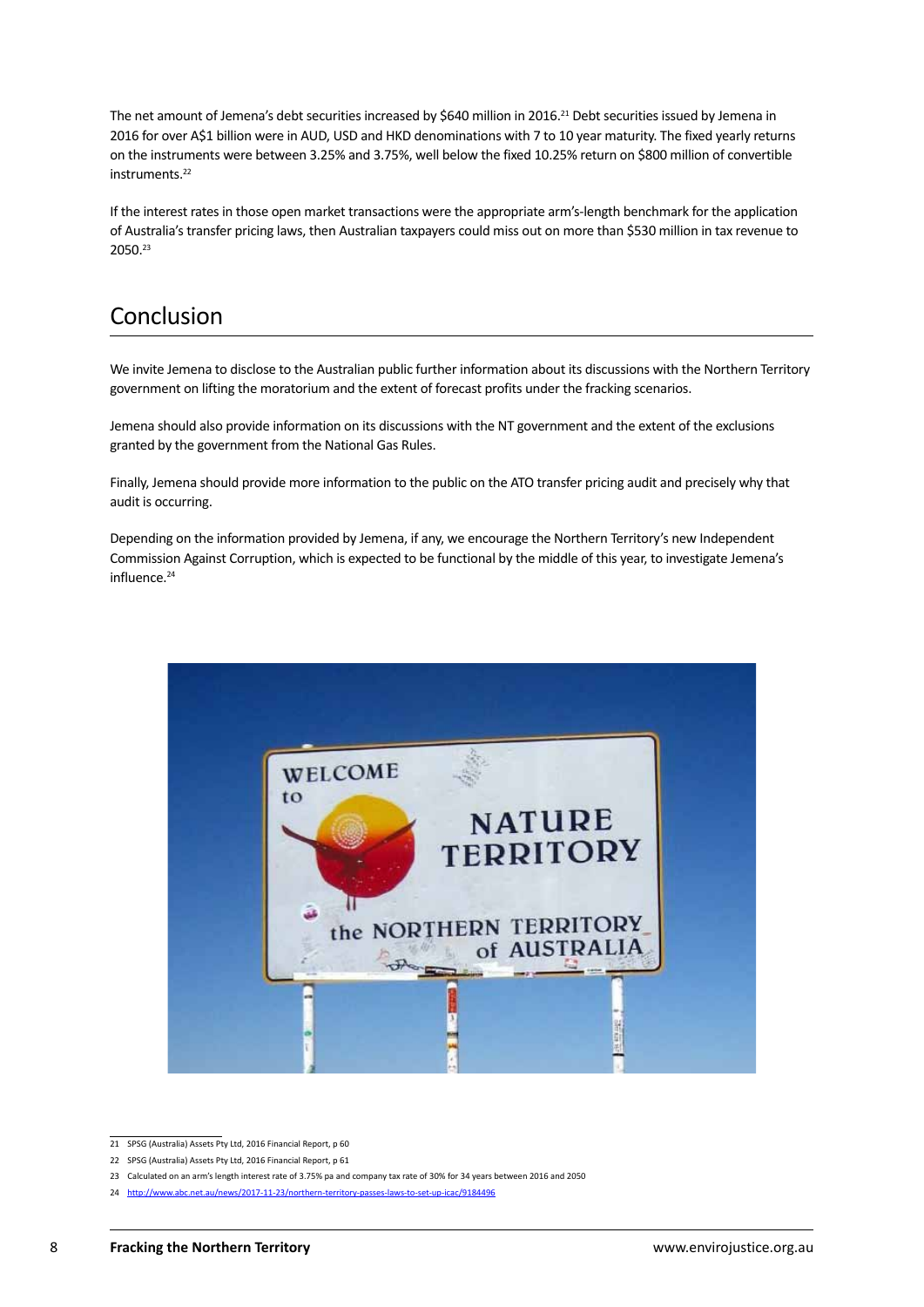The net amount of Jemena's debt securities increased by $640 million in 2016.[21] Debt securities issued by Jemena in 2016 for over A$1 billion were in AUD, USD and HKD denominations with 7 to 10 year maturity. The fixed yearly returns on the instruments were between 3.25% and 3.75%, well below the fixed 10.25% return on $800 million of convertible instruments.[22]

If the interest rates in those open market transactions were the appropriate arm's-length benchmark for the application of Australia's transfer pricing laws, then Australian taxpayers could miss out on more than $530 million in tax revenue to 2050.[23]

## Conclusion

We invite Jemena to disclose to the Australian public further information about its discussions with the Northern Territory government on lifting the moratorium and the extent of forecast profits under the fracking scenarios.

Jemena should also provide information on its discussions with the NT government and the extent of the exclusions granted by the government from the National Gas Rules.

Finally, Jemena should provide more information to the public on the ATO transfer pricing audit and precisely why that audit is occurring.

Depending on the information provided by Jemena, if any, we encourage the Northern Territory's new Independent Commission Against Corruption, which is expected to be functional by the middle of this year, to investigate Jemena's influence.[24]

---

21 SPSG (Australia) Assets Pty Ltd, 2016 Financial Report, p 60

22 SPSG (Australia) Assets Pty Ltd, 2016 Financial Report, p 61

23 Calculated on an arm's length interest rate of 3.75% pa and company tax rate of 30% for 34 years between 2016 and 2050

24 http://www.abc.net.au/news/2017-11-23/northern-territory-passes-laws-to-set-up-icac/9184496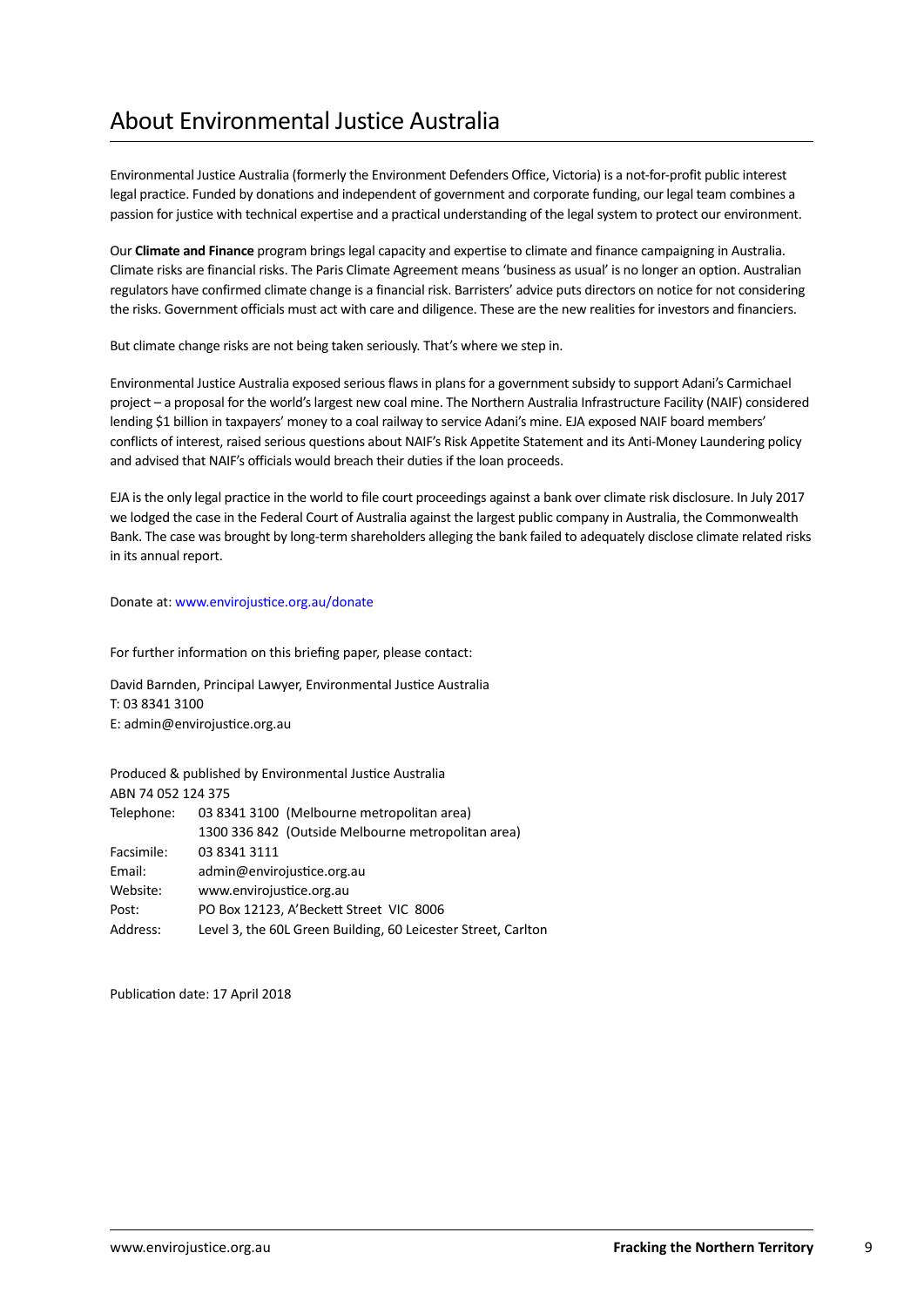# About Environmental Justice Australia

Environmental Justice Australia (formerly the Environment Defenders Office, Victoria) is a not-for-profit public interest legal practice. Funded by donations and independent of government and corporate funding, our legal team combines a passion for justice with technical expertise and a practical understanding of the legal system to protect our environment.

Our **Climate and Finance** program brings legal capacity and expertise to climate and finance campaigning in Australia. Climate risks are financial risks. The Paris Climate Agreement means 'business as usual' is no longer an option. Australian regulators have confirmed climate change is a financial risk. Barristers' advice puts directors on notice for not considering the risks. Government officials must act with care and diligence. These are the new realities for investors and financiers.

But climate change risks are not being taken seriously. That's where we step in.

Environmental Justice Australia exposed serious flaws in plans for a government subsidy to support Adani's Carmichael project – a proposal for the world's largest new coal mine. The Northern Australia Infrastructure Facility (NAIF) considered lending $1 billion in taxpayers' money to a coal railway to service Adani's mine. EJA exposed NAIF board members' conflicts of interest, raised serious questions about NAIF's Risk Appetite Statement and its Anti-Money Laundering policy and advised that NAIF's officials would breach their duties if the loan proceeds.

EJA is the only legal practice in the world to file court proceedings against a bank over climate risk disclosure. In July 2017 we lodged the case in the Federal Court of Australia against the largest public company in Australia, the Commonwealth Bank. The case was brought by long-term shareholders alleging the bank failed to adequately disclose climate related risks in its annual report.

Donate at: www.envirojustice.org.au/donate

For further information on this briefing paper, please contact:

David Barnden, Principal Lawyer, Environmental Justice Australia
T: 03 8341 3100
E: admin@envirojustice.org.au

Produced & published by Environmental Justice Australia
ABN 74 052 124 375

| | |
|---|---|
| Telephone: | 03 8341 3100 (Melbourne metropolitan area) |
| | 1300 336 842 (Outside Melbourne metropolitan area) |
| Facsimile: | 03 8341 3111 |
| Email: | admin@envirojustice.org.au |
| Website: | www.envirojustice.org.au |
| Post: | PO Box 12123, A'Beckett Street VIC 8006 |
| Address: | Level 3, the 60L Green Building, 60 Leicester Street, Carlton |

Publication date: 17 April 2018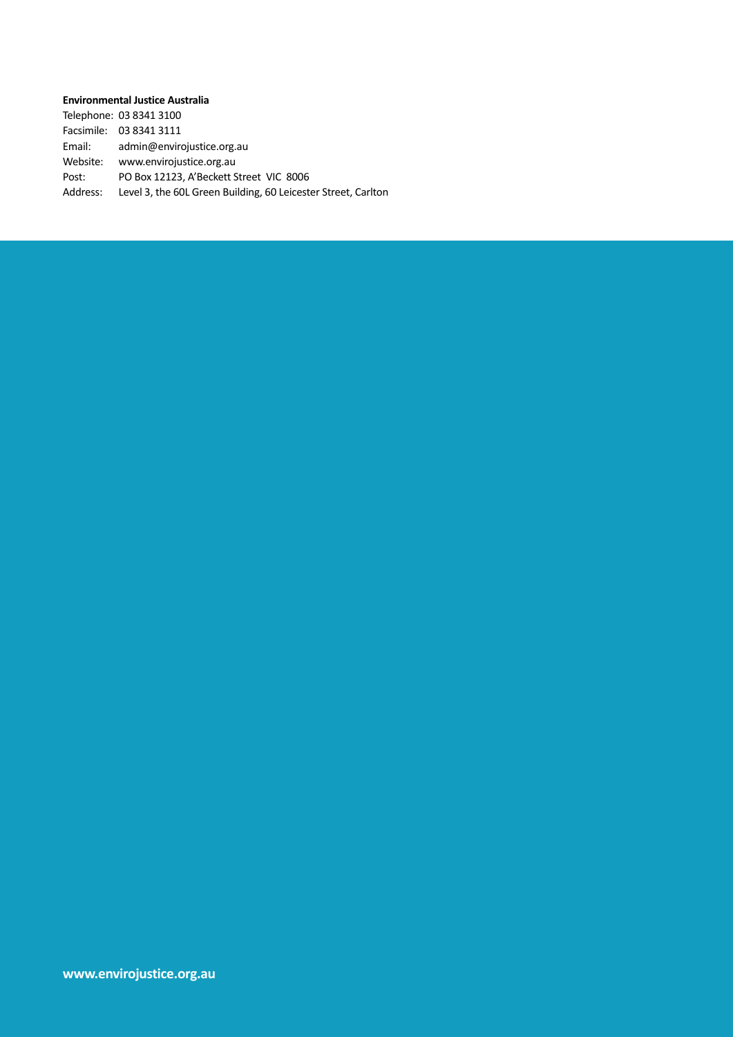**Environmental Justice Australia**

Telephone: 03 8341 3100
Facsimile: 03 8341 3111
Email: admin@envirojustice.org.au
Website: www.envirojustice.org.au
Post: PO Box 12123, A'Beckett Street VIC 8006
Address: Level 3, the 60L Green Building, 60 Leicester Street, Carlton

**www.envirojustice.org.au**